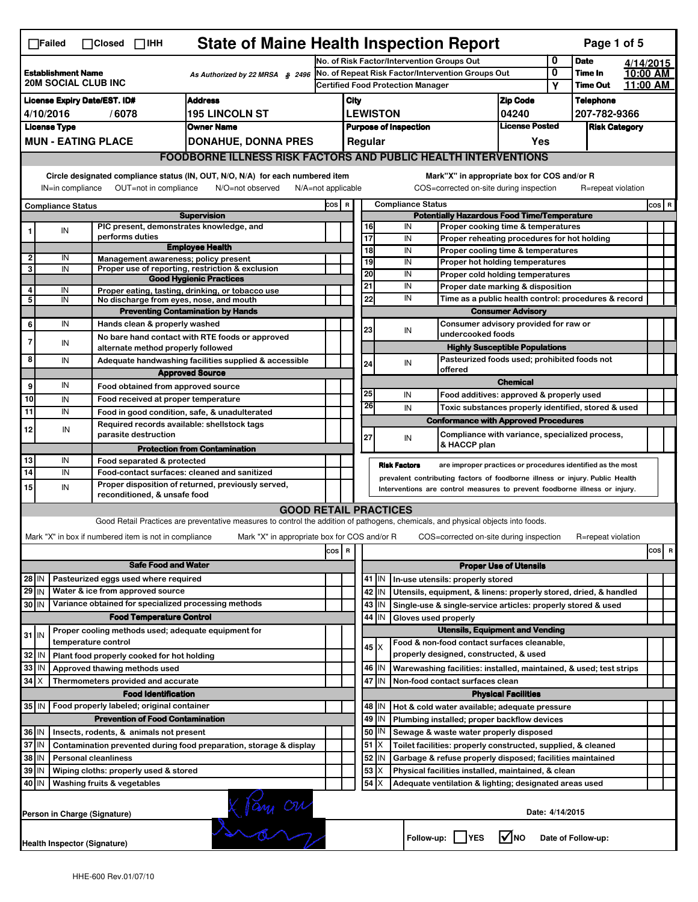☐Failed ☐Closed ☐IHH

# State of Maine Health Inspection Report

| | | | |
|---|---|---|---|
| **Establishment Name** 20M SOCIAL CLUB INC | As Authorized by 22 MRSA § 2496 | No. of Risk Factor/Intervention Groups Out: 0 | **Date** 4/14/2015 |
| | | No. of Repeat Risk Factor/Intervention Groups Out: 0 | **Time In** 10:00 AM |
| | | Certified Food Protection Manager: Y | **Time Out** 11:00 AM |

| License Expiry Date/EST. ID# | Address | City | Zip Code | Telephone |
|---|---|---|---|---|
| 4/10/2016 / 6078 | 195 LINCOLN ST | LEWISTON | 04240 | 207-782-9366 |
| **License Type** | **Owner Name** | **Purpose of Inspection** | **License Posted** | **Risk Category** |
| MUN - EATING PLACE | DONAHUE, DONNA PRES | Regular | Yes | |

## FOODBORNE ILLNESS RISK FACTORS AND PUBLIC HEALTH INTERVENTIONS

Circle designated compliance status (IN, OUT, N/O, N/A) for each numbered item
IN=in compliance OUT=not in compliance N/O=not observed N/A=not applicable

Mark"X" in appropriate box for COS and/or R
COS=corrected on-site during inspection R=repeat violation

| # | Compliance Status | Item | COS | R |
|---|---|---|---|---|
| | | **Supervision** | | |
| 1 | IN | PIC present, demonstrates knowledge, and performs duties | | |
| | | **Employee Health** | | |
| 2 | IN | Management awareness; policy present | | |
| 3 | IN | Proper use of reporting, restriction & exclusion | | |
| | | **Good Hygienic Practices** | | |
| 4 | IN | Proper eating, tasting, drinking, or tobacco use | | |
| 5 | IN | No discharge from eyes, nose, and mouth | | |
| | | **Preventing Contamination by Hands** | | |
| 6 | IN | Hands clean & properly washed | | |
| 7 | IN | No bare hand contact with RTE foods or approved alternate method properly followed | | |
| 8 | IN | Adequate handwashing facilities supplied & accessible | | |
| | | **Approved Source** | | |
| 9 | IN | Food obtained from approved source | | |
| 10 | IN | Food received at proper temperature | | |
| 11 | IN | Food in good condition, safe, & unadulterated | | |
| 12 | IN | Required records available: shellstock tags parasite destruction | | |
| | | **Protection from Contamination** | | |
| 13 | IN | Food separated & protected | | |
| 14 | IN | Food-contact surfaces: cleaned and sanitized | | |
| 15 | IN | Proper disposition of returned, previously served, reconditioned, & unsafe food | | |
| | | **Potentially Hazardous Food Time/Temperature** | | |
| 16 | IN | Proper cooking time & temperatures | | |
| 17 | IN | Proper reheating procedures for hot holding | | |
| 18 | IN | Proper cooling time & temperatures | | |
| 19 | IN | Proper hot holding temperatures | | |
| 20 | IN | Proper cold holding temperatures | | |
| 21 | IN | Proper date marking & disposition | | |
| 22 | IN | Time as a public health control: procedures & record | | |
| | | **Consumer Advisory** | | |
| 23 | IN | Consumer advisory provided for raw or undercooked foods | | |
| | | **Highly Susceptible Populations** | | |
| 24 | IN | Pasteurized foods used; prohibited foods not offered | | |
| | | **Chemical** | | |
| 25 | IN | Food additives: approved & properly used | | |
| 26 | IN | Toxic substances properly identified, stored & used | | |
| | | **Conformance with Approved Procedures** | | |
| 27 | IN | Compliance with variance, specialized process, & HACCP plan | | |

**Risk Factors** are improper practices or procedures identified as the most prevalent contributing factors of foodborne illness or injury. Public Health Interventions are control measures to prevent foodborne illness or injury.

## GOOD RETAIL PRACTICES

Good Retail Practices are preventative measures to control the addition of pathogens, chemicals, and physical objects into foods.

Mark "X" in box if numbered item is not in compliance Mark "X" in appropriate box for COS and/or R COS=corrected on-site during inspection R=repeat violation

| # | Status | Item | COS | R |
|---|---|---|---|---|
| | | **Safe Food and Water** | | |
| 28 | IN | Pasteurized eggs used where required | | |
| 29 | IN | Water & ice from approved source | | |
| 30 | IN | Variance obtained for specialized processing methods | | |
| | | **Food Temperature Control** | | |
| 31 | IN | Proper cooling methods used; adequate equipment for temperature control | | |
| 32 | IN | Plant food properly cooked for hot holding | | |
| 33 | IN | Approved thawing methods used | | |
| 34 | X | Thermometers provided and accurate | | |
| | | **Food Identification** | | |
| 35 | IN | Food properly labeled; original container | | |
| | | **Prevention of Food Contamination** | | |
| 36 | IN | Insects, rodents, & animals not present | | |
| 37 | IN | Contamination prevented during food preparation, storage & display | | |
| 38 | IN | Personal cleanliness | | |
| 39 | IN | Wiping cloths: properly used & stored | | |
| 40 | IN | Washing fruits & vegetables | | |
| | | **Proper Use of Utensils** | | |
| 41 | IN | In-use utensils: properly stored | | |
| 42 | IN | Utensils, equipment, & linens: properly stored, dried, & handled | | |
| 43 | IN | Single-use & single-service articles: properly stored & used | | |
| 44 | IN | Gloves used properly | | |
| | | **Utensils, Equipment and Vending** | | |
| 45 | X | Food & non-food contact surfaces cleanable, properly designed, constructed, & used | | |
| 46 | IN | Warewashing facilities: installed, maintained, & used; test strips | | |
| 47 | IN | Non-food contact surfaces clean | | |
| | | **Physical Facilities** | | |
| 48 | IN | Hot & cold water available; adequate pressure | | |
| 49 | IN | Plumbing installed; proper backflow devices | | |
| 50 | IN | Sewage & waste water properly disposed | | |
| 51 | X | Toilet facilities: properly constructed, supplied, & cleaned | | |
| 52 | IN | Garbage & refuse properly disposed; facilities maintained | | |
| 53 | X | Physical facilities installed, maintained, & clean | | |
| 54 | X | Adequate ventilation & lighting; designated areas used | | |

Person in Charge (Signature)

Date: 4/14/2015

Health Inspector (Signature)

Follow-up: ☐YES ☑NO Date of Follow-up:

HHE-600 Rev.01/07/10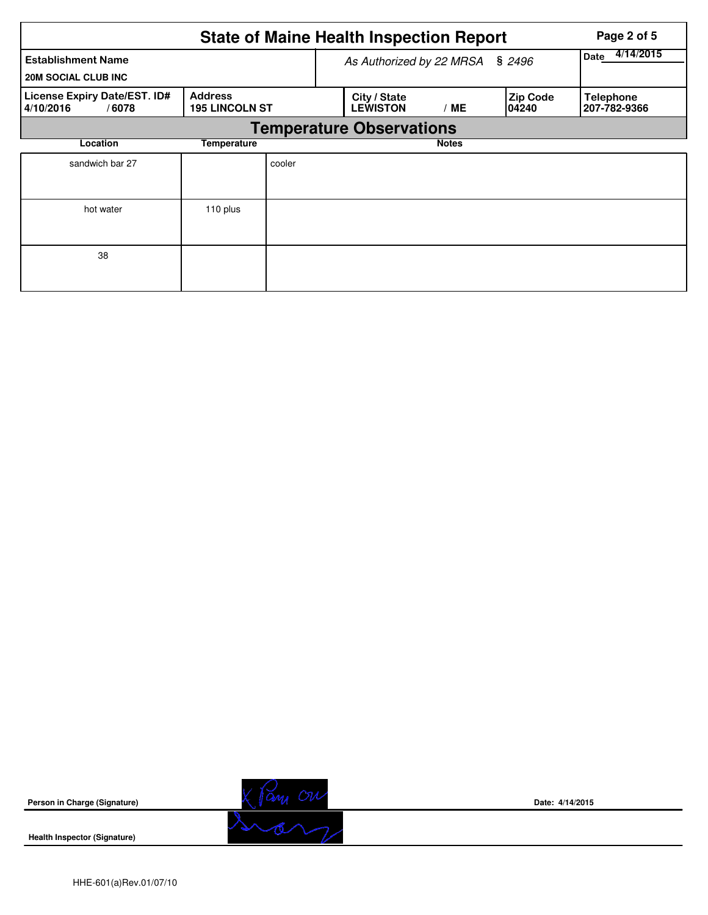# State of Maine Health Inspection Report

| Establishment Name | As Authorized by 22 MRSA § 2496 | | | Date 4/14/2015 |
|---|---|---|---|---|
| 20M SOCIAL CLUB INC | | | | |

| License Expiry Date/EST. ID# | Address | City / State | Zip Code | Telephone |
|---|---|---|---|---|
| 4/10/2016 / 6078 | 195 LINCOLN ST | LEWISTON / ME | 04240 | 207-782-9366 |

## Temperature Observations

| Location | Temperature | Notes |
|---|---|---|
| sandwich bar 27 | | cooler |
| hot water | 110 plus | |
| 38 | | |

**Person in Charge (Signature)** _______________ **Date: 4/14/2015**

**Health Inspector (Signature)** _______________

HHE-601(a)Rev.01/07/10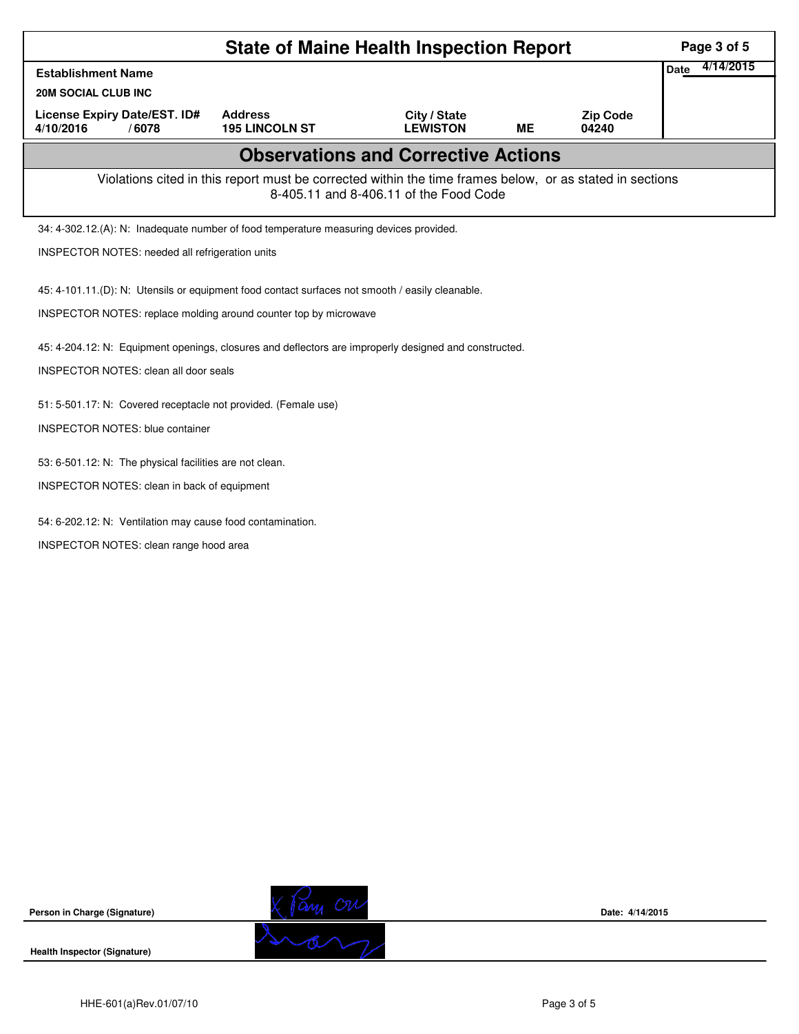# State of Maine Health Inspection Report

| Establishment Name | | | | | Date 4/14/2015 |
|---|---|---|---|---|---|
| 20M SOCIAL CLUB INC | | | | | |
| License Expiry Date/EST. ID# | Address | City / State | | Zip Code | |
| 4/10/2016 / 6078 | 195 LINCOLN ST | LEWISTON | ME | 04240 | |

## Observations and Corrective Actions

Violations cited in this report must be corrected within the time frames below, or as stated in sections 8-405.11 and 8-406.11 of the Food Code

34: 4-302.12.(A): N: Inadequate number of food temperature measuring devices provided.

INSPECTOR NOTES: needed all refrigeration units

45: 4-101.11.(D): N: Utensils or equipment food contact surfaces not smooth / easily cleanable.

INSPECTOR NOTES: replace molding around counter top by microwave

45: 4-204.12: N: Equipment openings, closures and deflectors are improperly designed and constructed.

INSPECTOR NOTES: clean all door seals

51: 5-501.17: N: Covered receptacle not provided. (Female use)

INSPECTOR NOTES: blue container

53: 6-501.12: N: The physical facilities are not clean.

INSPECTOR NOTES: clean in back of equipment

54: 6-202.12: N: Ventilation may cause food contamination.

INSPECTOR NOTES: clean range hood area

Person in Charge (Signature) X Pam Ou Date: 4/14/2015

Health Inspector (Signature)

HHE-601(a)Rev.01/07/10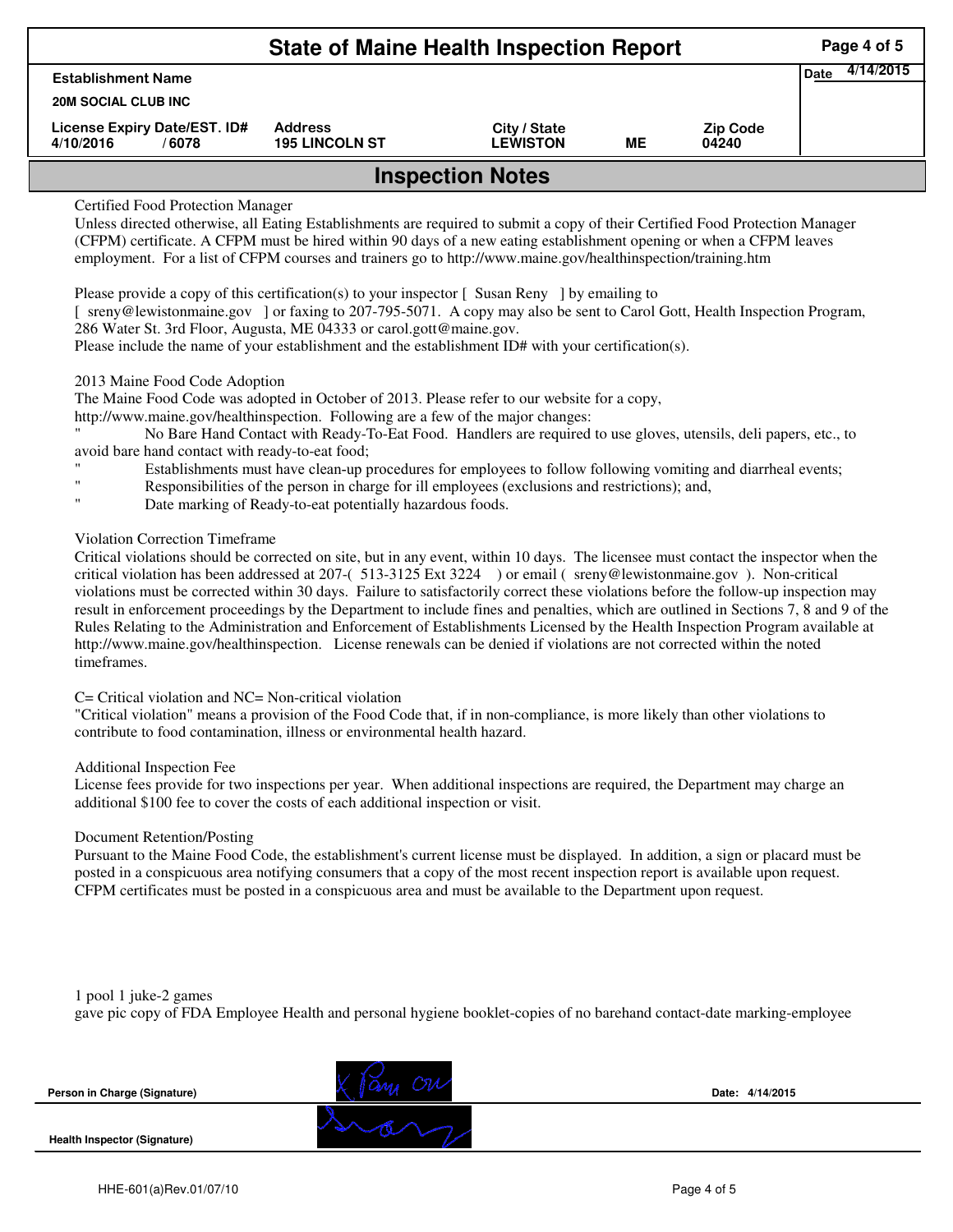# State of Maine Health Inspection Report

| Establishment Name | | | | | Date 4/14/2015 |
|---|---|---|---|---|---|
| 20M SOCIAL CLUB INC | | | | | |
| License Expiry Date/EST. ID# | Address | City / State | | Zip Code | |
| 4/10/2016 / 6078 | 195 LINCOLN ST | LEWISTON | ME | 04240 | |

## Inspection Notes

Certified Food Protection Manager

Unless directed otherwise, all Eating Establishments are required to submit a copy of their Certified Food Protection Manager (CFPM) certificate. A CFPM must be hired within 90 days of a new eating establishment opening or when a CFPM leaves employment. For a list of CFPM courses and trainers go to http://www.maine.gov/healthinspection/training.htm

Please provide a copy of this certification(s) to your inspector [ Susan Reny ] by emailing to [ sreny@lewistonmaine.gov ] or faxing to 207-795-5071. A copy may also be sent to Carol Gott, Health Inspection Program, 286 Water St. 3rd Floor, Augusta, ME 04333 or carol.gott@maine.gov.
Please include the name of your establishment and the establishment ID# with your certification(s).

2013 Maine Food Code Adoption

The Maine Food Code was adopted in October of 2013. Please refer to our website for a copy, http://www.maine.gov/healthinspection. Following are a few of the major changes:

" No Bare Hand Contact with Ready-To-Eat Food. Handlers are required to use gloves, utensils, deli papers, etc., to avoid bare hand contact with ready-to-eat food;
" Establishments must have clean-up procedures for employees to follow following vomiting and diarrheal events;
" Responsibilities of the person in charge for ill employees (exclusions and restrictions); and,
" Date marking of Ready-to-eat potentially hazardous foods.

Violation Correction Timeframe

Critical violations should be corrected on site, but in any event, within 10 days. The licensee must contact the inspector when the critical violation has been addressed at 207-( 513-3125 Ext 3224 ) or email ( sreny@lewistonmaine.gov ). Non-critical violations must be corrected within 30 days. Failure to satisfactorily correct these violations before the follow-up inspection may result in enforcement proceedings by the Department to include fines and penalties, which are outlined in Sections 7, 8 and 9 of the Rules Relating to the Administration and Enforcement of Establishments Licensed by the Health Inspection Program available at http://www.maine.gov/healthinspection. License renewals can be denied if violations are not corrected within the noted timeframes.

C= Critical violation and NC= Non-critical violation

"Critical violation" means a provision of the Food Code that, if in non-compliance, is more likely than other violations to contribute to food contamination, illness or environmental health hazard.

Additional Inspection Fee

License fees provide for two inspections per year. When additional inspections are required, the Department may charge an additional $100 fee to cover the costs of each additional inspection or visit.

Document Retention/Posting

Pursuant to the Maine Food Code, the establishment's current license must be displayed. In addition, a sign or placard must be posted in a conspicuous area notifying consumers that a copy of the most recent inspection report is available upon request. CFPM certificates must be posted in a conspicuous area and must be available to the Department upon request.

1 pool 1 juke-2 games
gave pic copy of FDA Employee Health and personal hygiene booklet-copies of no barehand contact-date marking-employee

Person in Charge (Signature) X Pam Ou   Date: 4/14/2015

Health Inspector (Signature)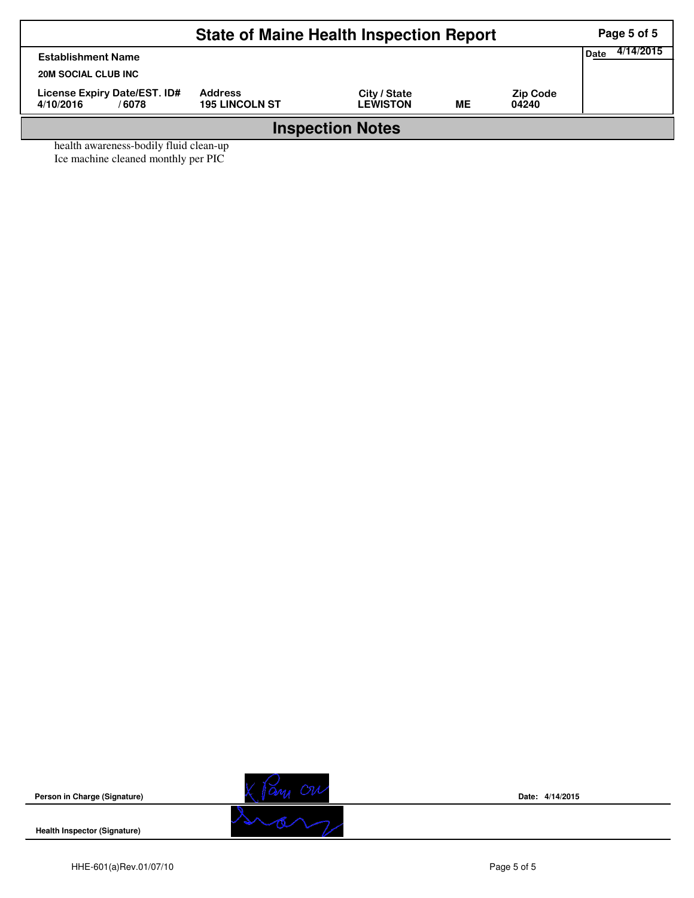# State of Maine Health Inspection Report

| | | | | | |
|---|---|---|---|---|---|
| **Establishment Name** | | | | | **Date** 4/14/2015 |
| **20M SOCIAL CLUB INC** | | | | | |
| **License Expiry Date/EST. ID#** 4/10/2016 / 6078 | **Address** 195 LINCOLN ST | **City / State** LEWISTON | ME | **Zip Code** 04240 | |

## Inspection Notes

health awareness-bodily fluid clean-up
Ice machine cleaned monthly per PIC

**Person in Charge (Signature)** | **Date:** 4/14/2015

**Health Inspector (Signature)**

HHE-601(a)Rev.01/07/10